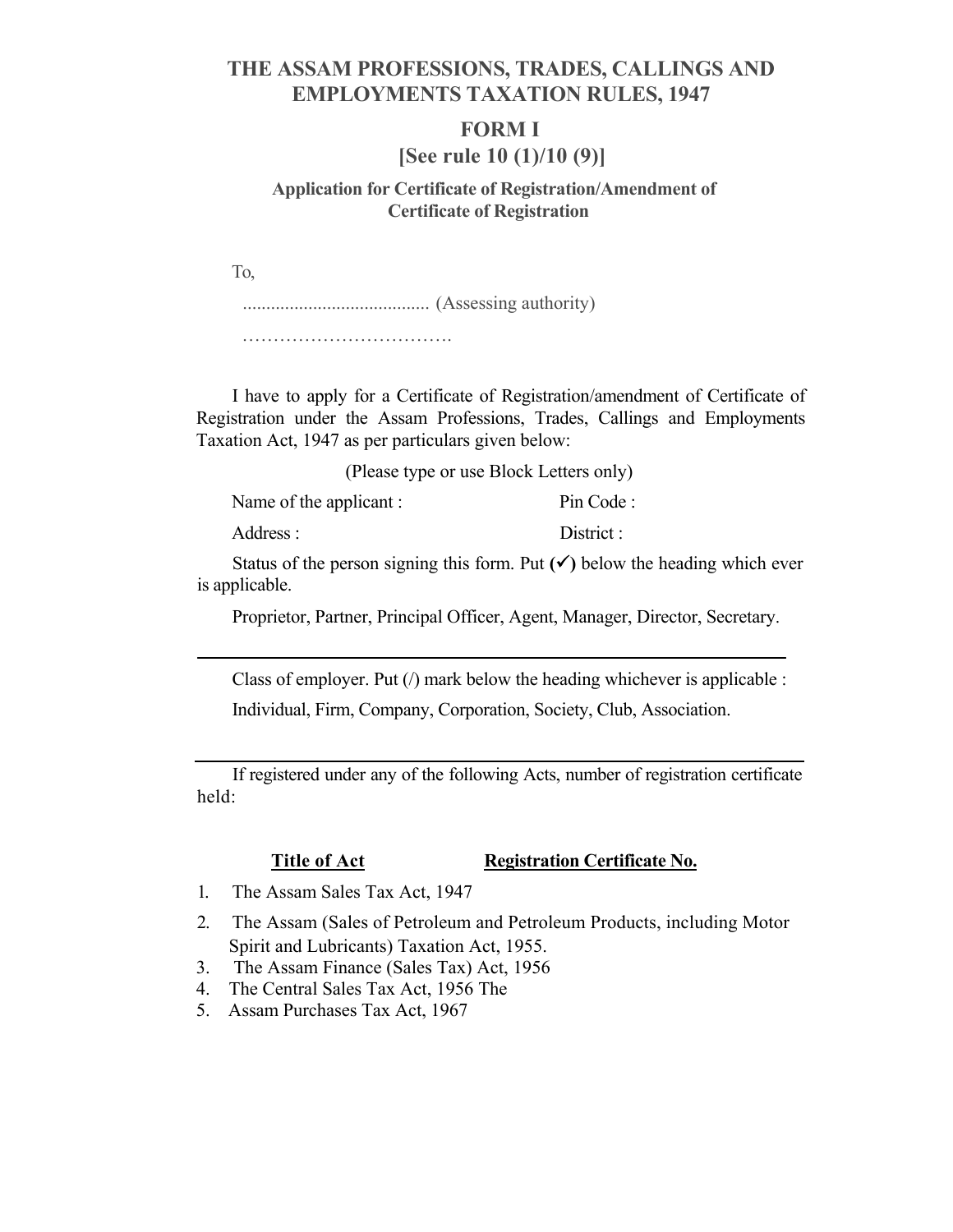# THE ASSAM PROFESSIONS, TRADES, CALLINGS AND EMPLOYMENTS TAXATION RULES, 1947

## FORM I

## [See rule 10 (1)/10 (9)]

### Application for Certificate of Registration/Amendment of Certificate of Registration

To,

........................................ (Assessing authority)

…………………………….

I have to apply for a Certificate of Registration/amendment of Certificate of Registration under the Assam Professions, Trades, Callings and Employments Taxation Act, 1947 as per particulars given below:

(Please type or use Block Letters only)

Name of the applicant : Pin Code :

Address : District :

Status of the person signing this form. Put **(✓)** below the heading which ever is applicable.

Proprietor, Partner, Principal Officer, Agent, Manager, Director, Secretary.

---

Class of employer. Put (/) mark below the heading whichever is applicable :

Individual, Firm, Company, Corporation, Society, Club, Association.

---

If registered under any of the following Acts, number of registration certificate held:

| **Title of Act** | **Registration Certificate No.** |
|---|---|
| 1. The Assam Sales Tax Act, 1947 | |
| 2. The Assam (Sales of Petroleum and Petroleum Products, including Motor Spirit and Lubricants) Taxation Act, 1955. | |
| 3. The Assam Finance (Sales Tax) Act, 1956 | |
| 4. The Central Sales Tax Act, 1956 The | |
| 5. Assam Purchases Tax Act, 1967 | |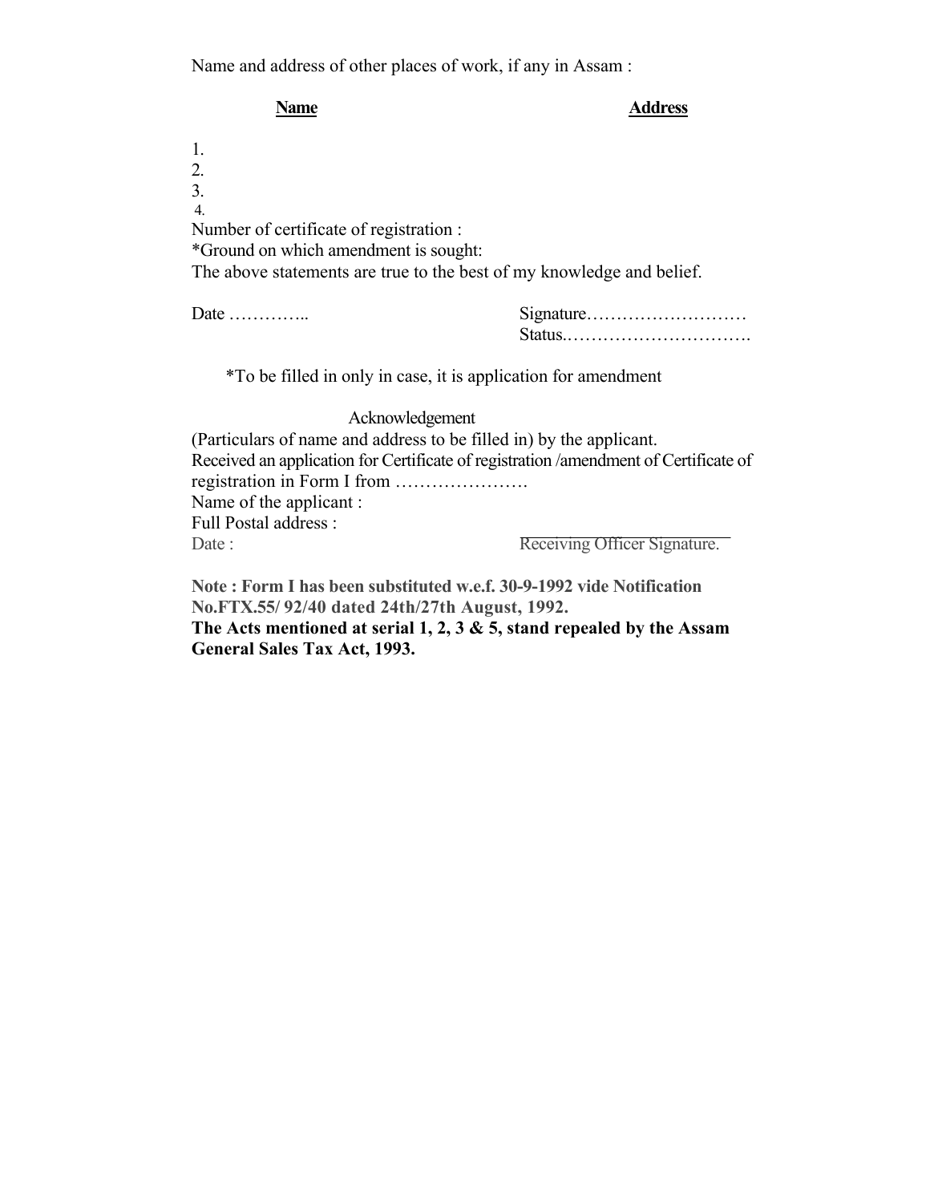Name and address of other places of work, if any in Assam :

| **Name** | **Address** |
| --- | --- |
| 1. | |
| 2. | |
| 3. | |
| 4. | |

Number of certificate of registration :

*Ground on which amendment is sought:

The above statements are true to the best of my knowledge and belief.

Date …………..                                        Signature………………………

                                                                Status.………………………….

*To be filled in only in case, it is application for amendment

Acknowledgement

(Particulars of name and address to be filled in) by the applicant.

Received an application for Certificate of registration /amendment of Certificate of registration in Form I from ………………….

Name of the applicant :

Full Postal address :

Date :                                                    Receiving Officer Signature.

**Note : Form I has been substituted w.e.f. 30-9-1992 vide Notification No.FTX.55/ 92/40 dated 24th/27th August, 1992.**

**The Acts mentioned at serial 1, 2, 3 & 5, stand repealed by the Assam General Sales Tax Act, 1993.**